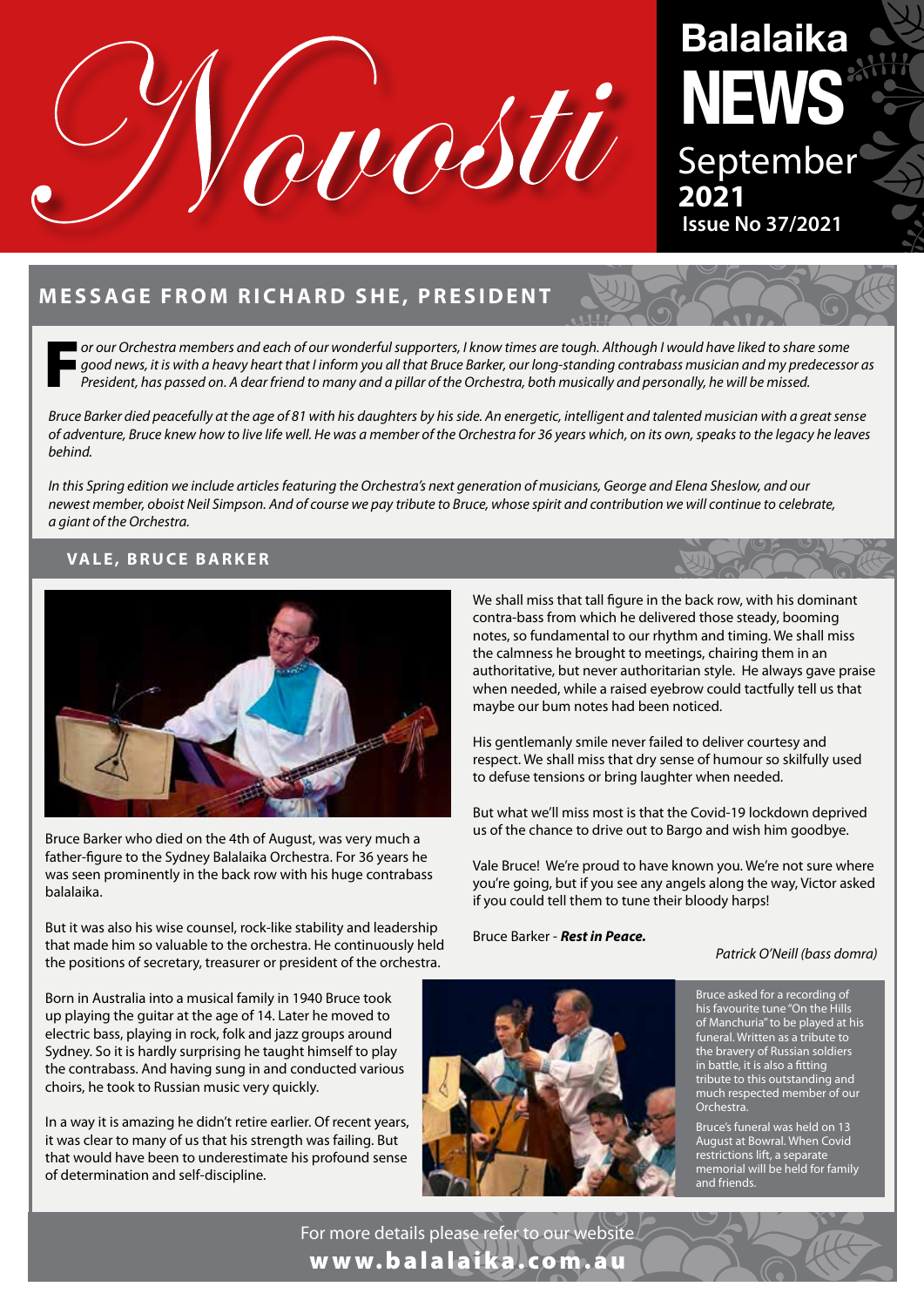# Novosti

**Balalaika NEWS**
September 2021
Issue No 37/2021

## MESSAGE FROM RICHARD SHE, PRESIDENT

*For our Orchestra members and each of our wonderful supporters, I know times are tough. Although I would have liked to share some good news, it is with a heavy heart that I inform you all that Bruce Barker, our long-standing contrabass musician and my predecessor as President, has passed on. A dear friend to many and a pillar of the Orchestra, both musically and personally, he will be missed.*

*Bruce Barker died peacefully at the age of 81 with his daughters by his side. An energetic, intelligent and talented musician with a great sense of adventure, Bruce knew how to live life well. He was a member of the Orchestra for 36 years which, on its own, speaks to the legacy he leaves behind.*

*In this Spring edition we include articles featuring the Orchestra's next generation of musicians, George and Elena Sheslow, and our newest member, oboist Neil Simpson. And of course we pay tribute to Bruce, whose spirit and contribution we will continue to celebrate, a giant of the Orchestra.*

## VALE, BRUCE BARKER

Bruce Barker who died on the 4th of August, was very much a father-figure to the Sydney Balalaika Orchestra. For 36 years he was seen prominently in the back row with his huge contrabass balalaika.

But it was also his wise counsel, rock-like stability and leadership that made him so valuable to the orchestra. He continuously held the positions of secretary, treasurer or president of the orchestra.

Born in Australia into a musical family in 1940 Bruce took up playing the guitar at the age of 14. Later he moved to electric bass, playing in rock, folk and jazz groups around Sydney. So it is hardly surprising he taught himself to play the contrabass. And having sung in and conducted various choirs, he took to Russian music very quickly.

In a way it is amazing he didn't retire earlier. Of recent years, it was clear to many of us that his strength was failing. But that would have been to underestimate his profound sense of determination and self-discipline.

We shall miss that tall figure in the back row, with his dominant contra-bass from which he delivered those steady, booming notes, so fundamental to our rhythm and timing. We shall miss the calmness he brought to meetings, chairing them in an authoritative, but never authoritarian style. He always gave praise when needed, while a raised eyebrow could tactfully tell us that maybe our bum notes had been noticed.

His gentlemanly smile never failed to deliver courtesy and respect. We shall miss that dry sense of humour so skilfully used to defuse tensions or bring laughter when needed.

But what we'll miss most is that the Covid-19 lockdown deprived us of the chance to drive out to Bargo and wish him goodbye.

Vale Bruce! We're proud to have known you. We're not sure where you're going, but if you see any angels along the way, Victor asked if you could tell them to tune their bloody harps!

Bruce Barker - ***Rest in Peace.***

*Patrick O'Neill (bass domra)*

Bruce asked for a recording of his favourite tune "On the Hills of Manchuria" to be played at his funeral. Written as a tribute to the bravery of Russian soldiers in battle, it is also a fitting tribute to this outstanding and much respected member of our Orchestra.

Bruce's funeral was held on 13 August at Bowral. When Covid restrictions lift, a separate memorial will be held for family and friends.

For more details please refer to our website
**www.balalaika.com.au**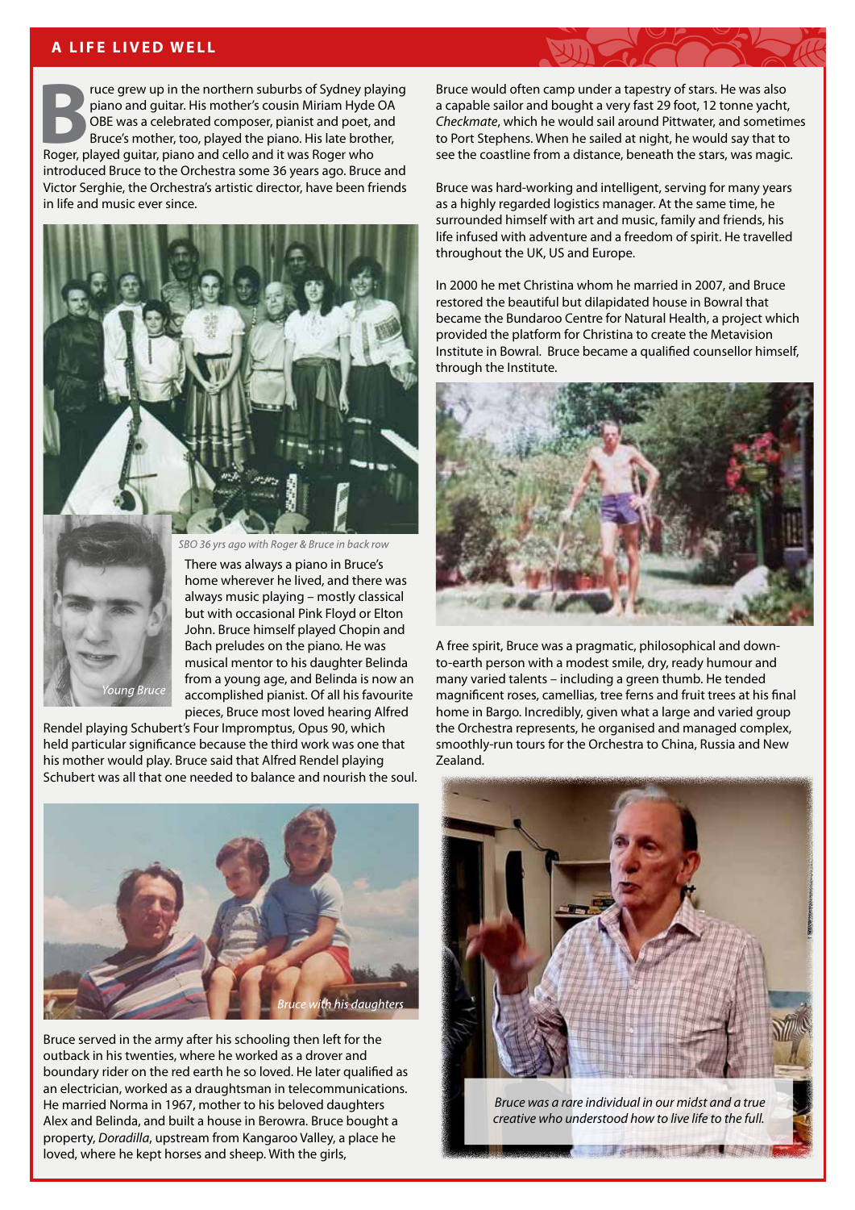## A LIFE LIVED WELL

Bruce grew up in the northern suburbs of Sydney playing piano and guitar. His mother's cousin Miriam Hyde OA OBE was a celebrated composer, pianist and poet, and Bruce's mother, too, played the piano. His late brother, Roger, played guitar, piano and cello and it was Roger who introduced Bruce to the Orchestra some 36 years ago. Bruce and Victor Serghie, the Orchestra's artistic director, have been friends in life and music ever since.

*SBO 36 yrs ago with Roger & Bruce in back row*

*Young Bruce*

There was always a piano in Bruce's home wherever he lived, and there was always music playing – mostly classical but with occasional Pink Floyd or Elton John. Bruce himself played Chopin and Bach preludes on the piano. He was musical mentor to his daughter Belinda from a young age, and Belinda is now an accomplished pianist. Of all his favourite pieces, Bruce most loved hearing Alfred Rendel playing Schubert's Four Impromptus, Opus 90, which held particular significance because the third work was one that his mother would play. Bruce said that Alfred Rendel playing Schubert was all that one needed to balance and nourish the soul.

*Bruce with his daughters*

Bruce served in the army after his schooling then left for the outback in his twenties, where he worked as a drover and boundary rider on the red earth he so loved. He later qualified as an electrician, worked as a draughtsman in telecommunications. He married Norma in 1967, mother to his beloved daughters Alex and Belinda, and built a house in Berowra. Bruce bought a property, *Doradilla*, upstream from Kangaroo Valley, a place he loved, where he kept horses and sheep. With the girls, Bruce would often camp under a tapestry of stars. He was also a capable sailor and bought a very fast 29 foot, 12 tonne yacht, *Checkmate*, which he would sail around Pittwater, and sometimes to Port Stephens. When he sailed at night, he would say that to see the coastline from a distance, beneath the stars, was magic.

Bruce was hard-working and intelligent, serving for many years as a highly regarded logistics manager. At the same time, he surrounded himself with art and music, family and friends, his life infused with adventure and a freedom of spirit. He travelled throughout the UK, US and Europe.

In 2000 he met Christina whom he married in 2007, and Bruce restored the beautiful but dilapidated house in Bowral that became the Bundaroo Centre for Natural Health, a project which provided the platform for Christina to create the Metavision Institute in Bowral. Bruce became a qualified counsellor himself, through the Institute.

A free spirit, Bruce was a pragmatic, philosophical and down-to-earth person with a modest smile, dry, ready humour and many varied talents – including a green thumb. He tended magnificent roses, camellias, tree ferns and fruit trees at his final home in Bargo. Incredibly, given what a large and varied group the Orchestra represents, he organised and managed complex, smoothly-run tours for the Orchestra to China, Russia and New Zealand.

*Bruce was a rare individual in our midst and a true creative who understood how to live life to the full.*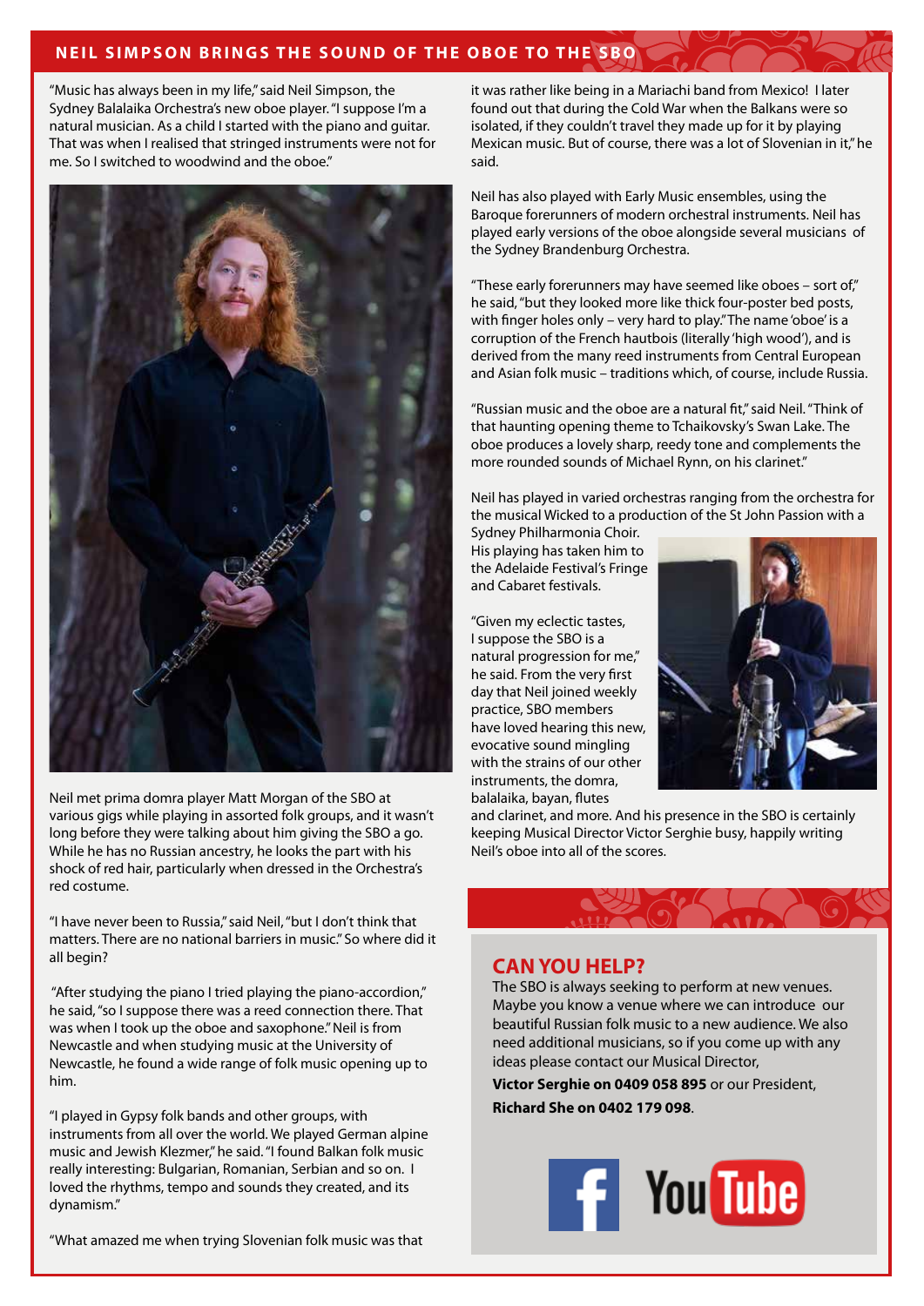## NEIL SIMPSON BRINGS THE SOUND OF THE OBOE TO THE SBO

"Music has always been in my life," said Neil Simpson, the Sydney Balalaika Orchestra's new oboe player. "I suppose I'm a natural musician. As a child I started with the piano and guitar. That was when I realised that stringed instruments were not for me. So I switched to woodwind and the oboe."

Neil met prima domra player Matt Morgan of the SBO at various gigs while playing in assorted folk groups, and it wasn't long before they were talking about him giving the SBO a go. While he has no Russian ancestry, he looks the part with his shock of red hair, particularly when dressed in the Orchestra's red costume.

"I have never been to Russia," said Neil, "but I don't think that matters. There are no national barriers in music." So where did it all begin?

"After studying the piano I tried playing the piano-accordion," he said, "so I suppose there was a reed connection there. That was when I took up the oboe and saxophone." Neil is from Newcastle and when studying music at the University of Newcastle, he found a wide range of folk music opening up to him.

"I played in Gypsy folk bands and other groups, with instruments from all over the world. We played German alpine music and Jewish Klezmer," he said. "I found Balkan folk music really interesting: Bulgarian, Romanian, Serbian and so on. I loved the rhythms, tempo and sounds they created, and its dynamism."

"What amazed me when trying Slovenian folk music was that it was rather like being in a Mariachi band from Mexico! I later found out that during the Cold War when the Balkans were so isolated, if they couldn't travel they made up for it by playing Mexican music. But of course, there was a lot of Slovenian in it," he said.

Neil has also played with Early Music ensembles, using the Baroque forerunners of modern orchestral instruments. Neil has played early versions of the oboe alongside several musicians of the Sydney Brandenburg Orchestra.

"These early forerunners may have seemed like oboes – sort of," he said, "but they looked more like thick four-poster bed posts, with finger holes only – very hard to play." The name 'oboe' is a corruption of the French hautbois (literally 'high wood'), and is derived from the many reed instruments from Central European and Asian folk music – traditions which, of course, include Russia.

"Russian music and the oboe are a natural fit," said Neil. "Think of that haunting opening theme to Tchaikovsky's Swan Lake. The oboe produces a lovely sharp, reedy tone and complements the more rounded sounds of Michael Rynn, on his clarinet."

Neil has played in varied orchestras ranging from the orchestra for the musical Wicked to a production of the St John Passion with a Sydney Philharmonia Choir. His playing has taken him to the Adelaide Festival's Fringe and Cabaret festivals.

"Given my eclectic tastes, I suppose the SBO is a natural progression for me," he said. From the very first day that Neil joined weekly practice, SBO members have loved hearing this new, evocative sound mingling with the strains of our other instruments, the domra, balalaika, bayan, flutes and clarinet, and more. And his presence in the SBO is certainly keeping Musical Director Victor Serghie busy, happily writing Neil's oboe into all of the scores.

## CAN YOU HELP?

The SBO is always seeking to perform at new venues. Maybe you know a venue where we can introduce our beautiful Russian folk music to a new audience. We also need additional musicians, so if you come up with any ideas please contact our Musical Director,

**Victor Serghie on 0409 058 895** or our President,

**Richard She on 0402 179 098**.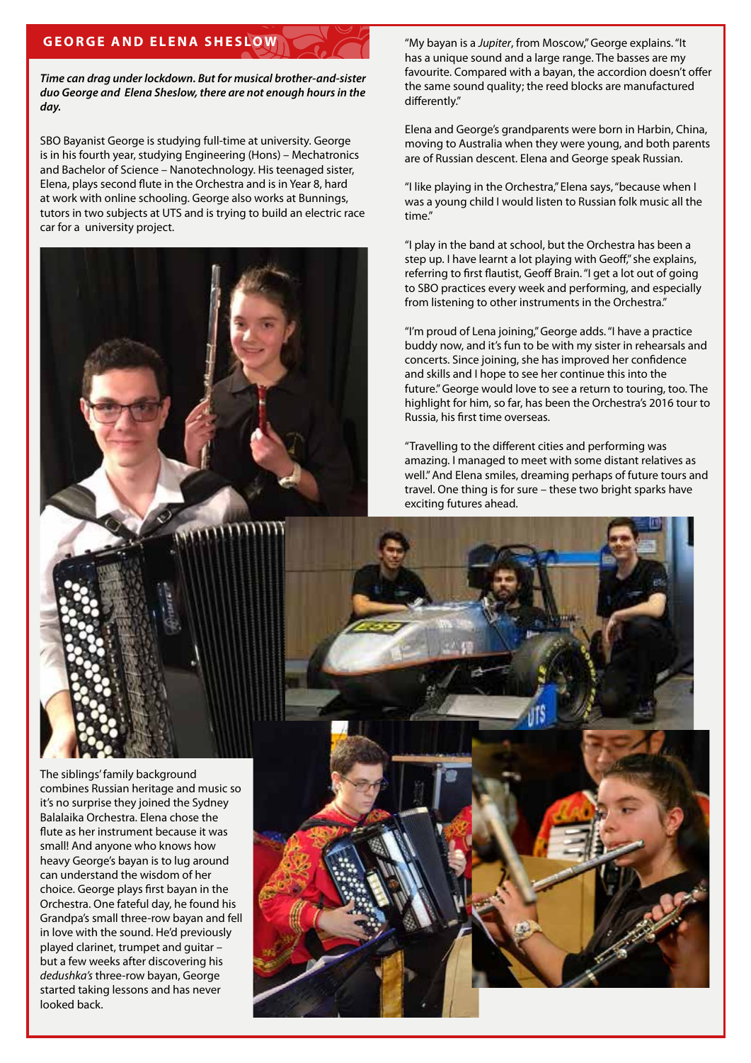## GEORGE AND ELENA SHESLOW

***Time can drag under lockdown. But for musical brother-and-sister duo George and Elena Sheslow, there are not enough hours in the day.***

SBO Bayanist George is studying full-time at university. George is in his fourth year, studying Engineering (Hons) – Mechatronics and Bachelor of Science – Nanotechnology. His teenaged sister, Elena, plays second flute in the Orchestra and is in Year 8, hard at work with online schooling. George also works at Bunnings, tutors in two subjects at UTS and is trying to build an electric race car for a university project.

The siblings' family background combines Russian heritage and music so it's no surprise they joined the Sydney Balalaika Orchestra. Elena chose the flute as her instrument because it was small! And anyone who knows how heavy George's bayan is to lug around can understand the wisdom of her choice. George plays first bayan in the Orchestra. One fateful day, he found his Grandpa's small three-row bayan and fell in love with the sound. He'd previously played clarinet, trumpet and guitar – but a few weeks after discovering his *dedushka's* three-row bayan, George started taking lessons and has never looked back.

"My bayan is a *Jupiter*, from Moscow," George explains. "It has a unique sound and a large range. The basses are my favourite. Compared with a bayan, the accordion doesn't offer the same sound quality; the reed blocks are manufactured differently."

Elena and George's grandparents were born in Harbin, China, moving to Australia when they were young, and both parents are of Russian descent. Elena and George speak Russian.

"I like playing in the Orchestra," Elena says, "because when I was a young child I would listen to Russian folk music all the time."

"I play in the band at school, but the Orchestra has been a step up. I have learnt a lot playing with Geoff," she explains, referring to first flautist, Geoff Brain. "I get a lot out of going to SBO practices every week and performing, and especially from listening to other instruments in the Orchestra."

"I'm proud of Lena joining," George adds. "I have a practice buddy now, and it's fun to be with my sister in rehearsals and concerts. Since joining, she has improved her confidence and skills and I hope to see her continue this into the future." George would love to see a return to touring, too. The highlight for him, so far, has been the Orchestra's 2016 tour to Russia, his first time overseas.

"Travelling to the different cities and performing was amazing. I managed to meet with some distant relatives as well." And Elena smiles, dreaming perhaps of future tours and travel. One thing is for sure – these two bright sparks have exciting futures ahead.